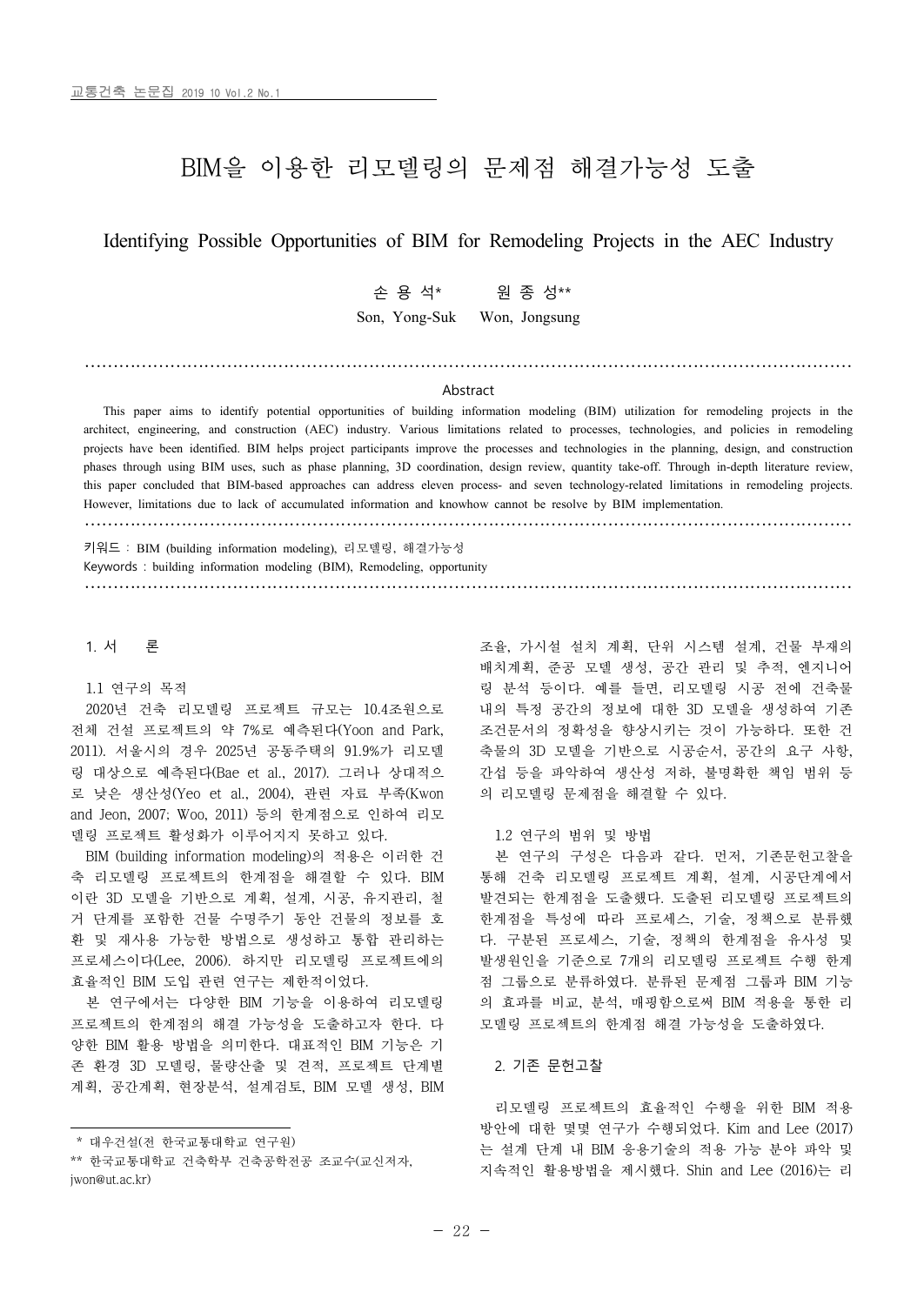# BIM을 이용한 리모델링의 문제점 해결가능성 도출

## Identifying Possible Opportunities of BIM for Remodeling Projects in the AEC Industry

손 용 석* 원 종 성**

Son, Yong-Suk Won, Jongsung

### Abstract

This paper aims to identify potential opportunities of building information modeling (BIM) utilization for remodeling projects in the architect, engineering, and construction (AEC) industry. Various limitations related to processes, technologies, and policies in remodeling projects have been identified. BIM helps project participants improve the processes and technologies in the planning, design, and construction phases through using BIM uses, such as phase planning, 3D coordination, design review, quantity take-off. Through in-depth literature review, this paper concluded that BIM-based approaches can address eleven process- and seven technology-related limitations in remodeling projects. However, limitations due to lack of accumulated information and knowhow cannot be resolve by BIM implementation.

키워드 : BIM (building information modeling), 리모델링, 해결가능성

Keywords : building information modeling (BIM), Remodeling, opportunity

## 1. 서 론

### 1.1 연구의 목적

2020년 건축 리모델링 프로젝트 규모는 10.4조원으로 전체 건설 프로젝트의 약 7%로 예측된다(Yoon and Park, 2011). 서울시의 경우 2025년 공동주택의 91.9%가 리모델링 대상으로 예측된다(Bae et al., 2017). 그러나 상대적으로 낮은 생산성(Yeo et al., 2004), 관련 자료 부족(Kwon and Jeon, 2007; Woo, 2011) 등의 한계점으로 인하여 리모델링 프로젝트 활성화가 이루어지지 못하고 있다.

BIM (building information modeling)의 적용은 이러한 건축 리모델링 프로젝트의 한계점을 해결할 수 있다. BIM이란 3D 모델을 기반으로 계획, 설계, 시공, 유지관리, 철거 단계를 포함한 건물 수명주기 동안 건물의 정보를 호환 및 재사용 가능한 방법으로 생성하고 통합 관리하는 프로세스이다(Lee, 2006). 하지만 리모델링 프로젝트에의 효율적인 BIM 도입 관련 연구는 제한적이었다.

본 연구에서는 다양한 BIM 기능을 이용하여 리모델링 프로젝트의 한계점의 해결 가능성을 도출하고자 한다. 다양한 BIM 활용 방법을 의미한다. 대표적인 BIM 기능은 기존 환경 3D 모델링, 물량산출 및 견적, 프로젝트 단계별 계획, 공간계획, 현장분석, 설계검토, BIM 모델 생성, BIM 조율, 가시설 설치 계획, 단위 시스템 설계, 건물 부재의 배치계획, 준공 모델 생성, 공간 관리 및 추적, 엔지니어링 분석 등이다. 예를 들면, 리모델링 시공 전에 건축물 내의 특정 공간의 정보에 대한 3D 모델을 생성하여 기존 조건문서의 정확성을 향상시키는 것이 가능하다. 또한 건축물의 3D 모델을 기반으로 시공순서, 공간의 요구 사항, 간섭 등을 파악하여 생산성 저하, 불명확한 책임 범위 등의 리모델링 문제점을 해결할 수 있다.

### 1.2 연구의 범위 및 방법

본 연구의 구성은 다음과 같다. 먼저, 기존문헌고찰을 통해 건축 리모델링 프로젝트 계획, 설계, 시공단계에서 발견되는 한계점을 도출했다. 도출된 리모델링 프로젝트의 한계점을 특성에 따라 프로세스, 기술, 정책으로 분류했다. 구분된 프로세스, 기술, 정책의 한계점을 유사성 및 발생원인을 기준으로 7개의 리모델링 프로젝트 수행 한계점 그룹으로 분류하였다. 분류된 문제점 그룹과 BIM 기능의 효과를 비교, 분석, 매핑함으로써 BIM 적용을 통한 리모델링 프로젝트의 한계점 해결 가능성을 도출하였다.

## 2. 기존 문헌고찰

리모델링 프로젝트의 효율적인 수행을 위한 BIM 적용 방안에 대한 몇몇 연구가 수행되었다. Kim and Lee (2017)는 설계 단계 내 BIM 응용기술의 적용 가능 분야 파악 및 지속적인 활용방법을 제시했다. Shin and Lee (2016)는 리

---

* 대우건설(전 한국교통대학교 연구원)

** 한국교통대학교 건축학부 건축공학전공 조교수(교신저자, jwon@ut.ac.kr)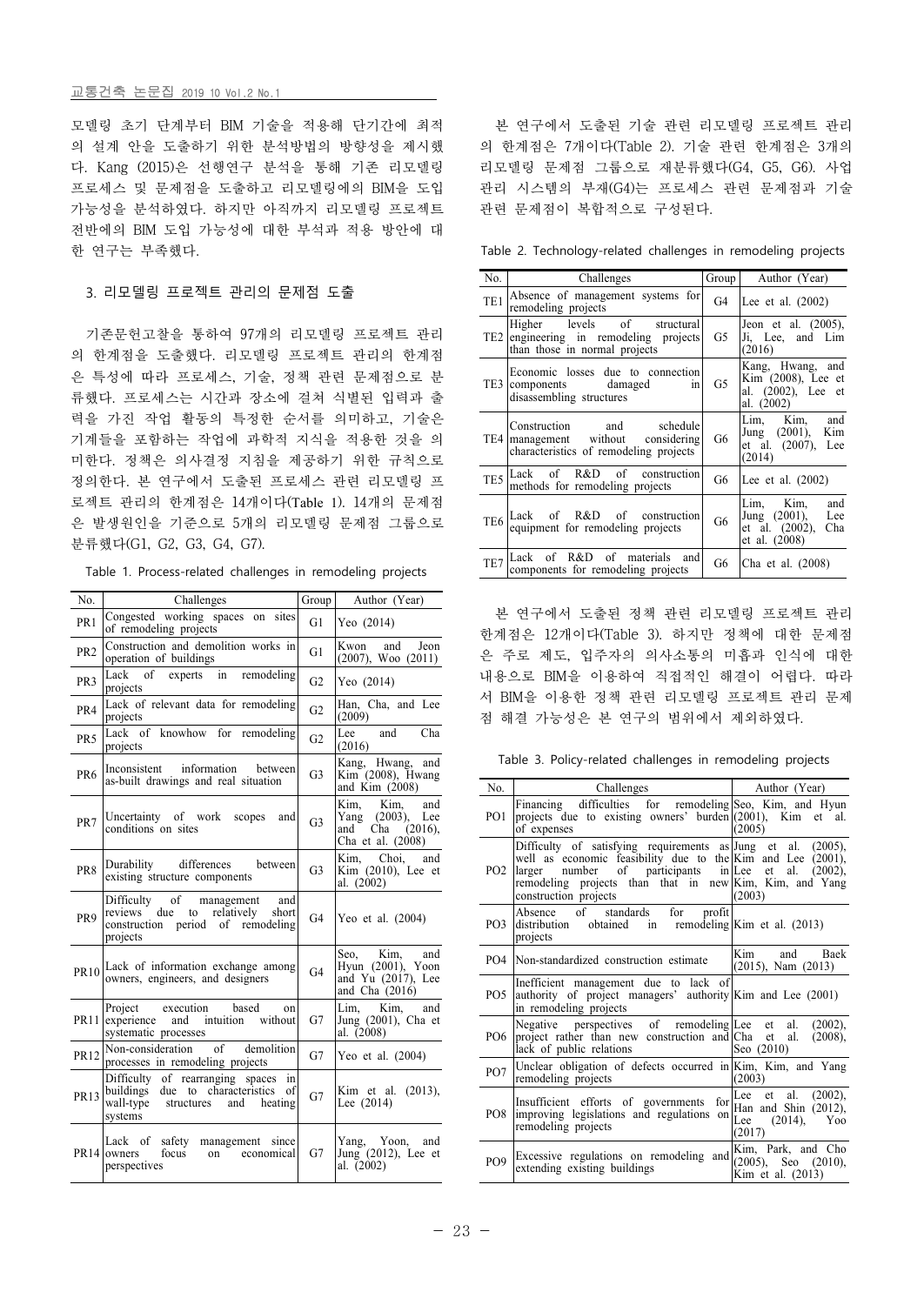모델링 초기 단계부터 BIM 기술을 적용해 단기간에 최적의 설계 안을 도출하기 위한 분석방법의 방향성을 제시했다. Kang (2015)은 선행연구 분석을 통해 기존 리모델링 프로세스 및 문제점을 도출하고 리모델링에의 BIM을 도입 가능성을 분석하였다. 하지만 아직까지 리모델링 프로젝트 전반에의 BIM 도입 가능성에 대한 부석과 적용 방안에 대한 연구는 부족했다.

## 3. 리모델링 프로젝트 관리의 문제점 도출

기존문헌고찰을 통하여 97개의 리모델링 프로젝트 관리의 한계점을 도출했다. 리모델링 프로젝트 관리의 한계점은 특성에 따라 프로세스, 기술, 정책 관련 문제점으로 분류했다. 프로세스는 시간과 장소에 걸쳐 식별된 입력과 출력을 가진 작업 활동의 특정한 순서를 의미하고, 기술은 기계들을 포함하는 작업에 과학적 지식을 적용한 것을 의미한다. 정책은 의사결정 지침을 제공하기 위한 규칙으로 정의한다. 본 연구에서 도출된 프로세스 관련 리모델링 프로젝트 관리의 한계점은 14개이다(Table 1). 14개의 문제점은 발생원인을 기준으로 5개의 리모델링 문제점 그룹으로 분류했다(G1, G2, G3, G4, G7).

Table 1. Process-related challenges in remodeling projects

| No. | Challenges | Group | Author (Year) |
|---|---|---|---|
| PR1 | Congested working spaces on sites of remodeling projects | G1 | Yeo (2014) |
| PR2 | Construction and demolition works in operation of buildings | G1 | Kwon and Jeon (2007), Woo (2011) |
| PR3 | Lack of experts in remodeling projects | G2 | Yeo (2014) |
| PR4 | Lack of relevant data for remodeling projects | G2 | Han, Cha, and Lee (2009) |
| PR5 | Lack of knowhow for remodeling projects | G2 | Lee and Cha (2016) |
| PR6 | Inconsistent information between as-built drawings and real situation | G3 | Kang, Hwang, and Kim (2008), Hwang and Kim (2008) |
| PR7 | Uncertainty of work scopes and conditions on sites | G3 | Kim, Kim, and Yang (2003), Lee and Cha (2016), Cha et al. (2008) |
| PR8 | Durability differences between existing structure components | G3 | Kim, Choi, and Kim (2010), Lee et al. (2002) |
| PR9 | Difficulty of management and reviews due to relatively short construction period of remodeling projects | G4 | Yeo et al. (2004) |
| PR10 | Lack of information exchange among owners, engineers, and designers | G4 | Seo, Kim, and Hyun (2001), Yoon and Yu (2017), Lee and Cha (2016) |
| PR11 | Project execution based on experience and intuition without systematic processes | G7 | Lim, Kim, and Jung (2001), Cha et al. (2008) |
| PR12 | Non-consideration of demolition processes in remodeling projects | G7 | Yeo et al. (2004) |
| PR13 | Difficulty of rearranging spaces in buildings due to characteristics of wall-type structures and heating systems | G7 | Kim et al. (2013), Lee (2014) |
| PR14 | Lack of safety management since owners focus on economical perspectives | G7 | Yang, Yoon, and Jung (2012), Lee et al. (2002) |

본 연구에서 도출된 기술 관련 리모델링 프로젝트 관리의 한계점은 7개이다(Table 2). 기술 관련 한계점은 3개의 리모델링 문제점 그룹으로 재분류했다(G4, G5, G6). 사업관리 시스템의 부재(G4)는 프로세스 관련 문제점과 기술 관련 문제점이 복합적으로 구성된다.

Table 2. Technology-related challenges in remodeling projects

| No. | Challenges | Group | Author (Year) |
|---|---|---|---|
| TE1 | Absence of management systems for remodeling projects | G4 | Lee et al. (2002) |
| TE2 | Higher levels of structural engineering in remodeling projects than those in normal projects | G5 | Jeon et al. (2005), Ji, Lee, and Lim (2016) |
| TE3 | Economic losses due to connection components damaged in disassembling structures | G5 | Kang, Hwang, and Kim (2008), Lee et al. (2002), Lee et al. (2002) |
| TE4 | Construction and schedule management without considering characteristics of remodeling projects | G6 | Lim, Kim, and Jung (2001), Kim et al. (2007), Lee (2014) |
| TE5 | Lack of R&D of construction methods for remodeling projects | G6 | Lee et al. (2002) |
| TE6 | Lack of R&D of construction equipment for remodeling projects | G6 | Lim, Kim, and Jung (2001), Lee et al. (2002), Cha et al. (2008) |
| TE7 | Lack of R&D of materials and components for remodeling projects | G6 | Cha et al. (2008) |

본 연구에서 도출된 정책 관련 리모델링 프로젝트 관리 한계점은 12개이다(Table 3). 하지만 정책에 대한 문제점은 주로 제도, 입주자의 의사소통의 미흡과 인식에 대한 내용으로 BIM을 이용하여 직접적인 해결이 어렵다. 따라서 BIM을 이용한 정책 관련 리모델링 프로젝트 관리 문제점 해결 가능성은 본 연구의 범위에서 제외하였다.

Table 3. Policy-related challenges in remodeling projects

| No. | Challenges | Author (Year) |
|---|---|---|
| PO1 | Financing difficulties for remodeling projects due to existing owners' burden of expenses | Seo, Kim, and Hyun (2001), Kim et al. (2005) |
| PO2 | Difficulty of satisfying requirements as well as economic feasibility due to the larger number of participants in remodeling projects than that in new construction projects | Jung et al. (2005), Kim and Lee (2001), Lee et al. (2002), Kim, Kim, and Yang (2003) |
| PO3 | Absence of standards for profit distribution obtained in remodeling projects | Kim et al. (2013) |
| PO4 | Non-standardized construction estimate | Kim and Baek (2015), Nam (2013) |
| PO5 | Inefficient management due to lack of authority of project managers' authority in remodeling projects | Kim and Lee (2001) |
| PO6 | Negative perspectives of remodeling project rather than new construction and lack of public relations | Lee et al. (2002), Cha et al. (2008), Seo (2010) |
| PO7 | Unclear obligation of defects occurred in remodeling projects | Kim, Kim, and Yang (2003) |
| PO8 | Insufficient efforts of governments for improving legislations and regulations on remodeling projects | Lee et al. (2002), Han and Shin (2012), Lee (2014), Yoo (2017) |
| PO9 | Excessive regulations on remodeling and extending existing buildings | Kim, Park, and Cho (2005), Seo (2010), Kim et al. (2013) |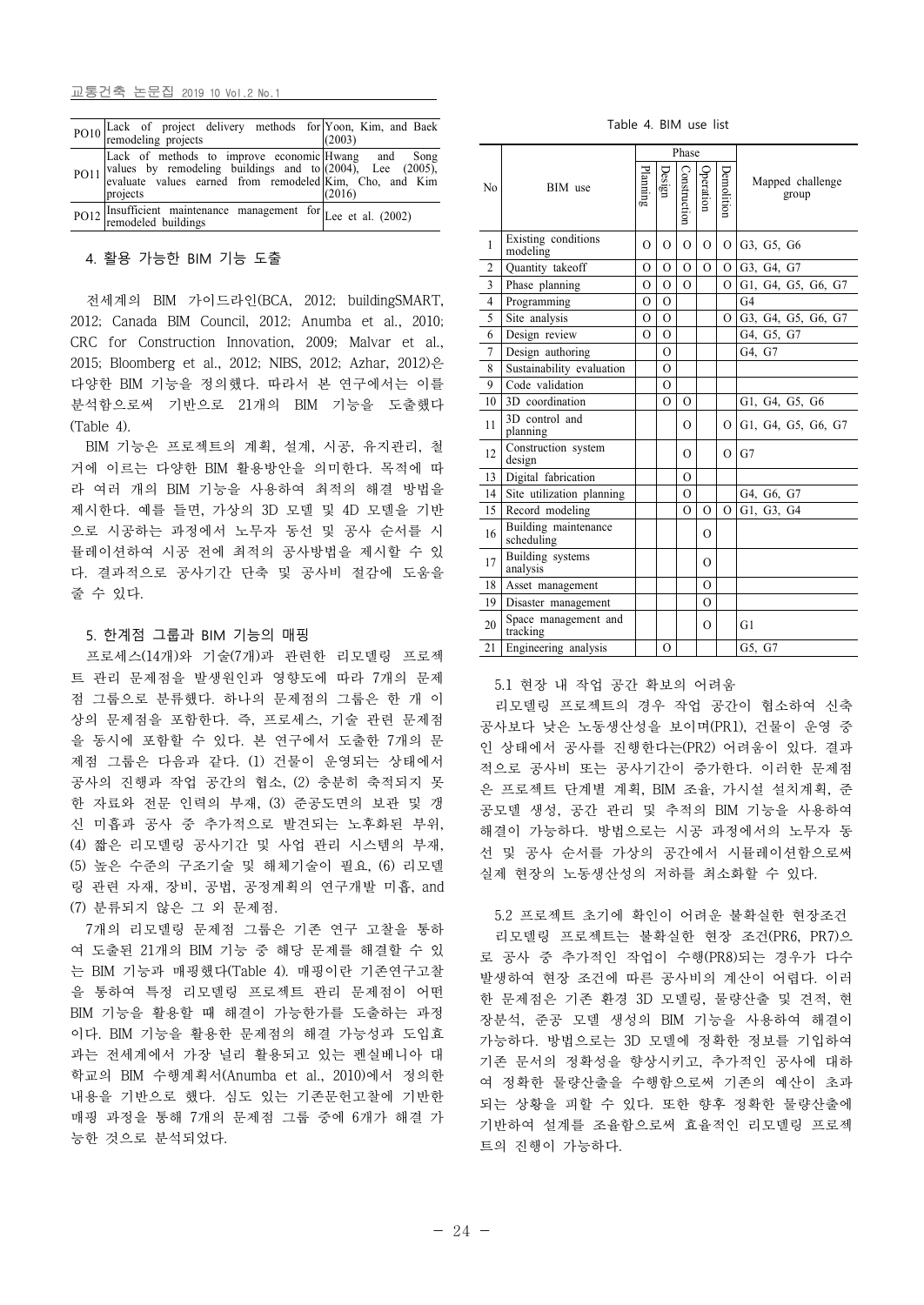| PO10 | Lack of project delivery methods for remodeling projects | Yoon, Kim, and Baek (2003) |
|---|---|---|
| PO11 | Lack of methods to improve economic values by remodeling buildings and to evaluate values earned from remodeled projects | Hwang and Song (2004), Lee (2005), Kim, Cho, and Kim (2016) |
| PO12 | Insufficient maintenance management for remodeled buildings | Lee et al. (2002) |

## 4. 활용 가능한 BIM 기능 도출

전세계의 BIM 가이드라인(BCA, 2012; buildingSMART, 2012; Canada BIM Council, 2012; Anumba et al., 2010; CRC for Construction Innovation, 2009; Malvar et al., 2015; Bloomberg et al., 2012; NIBS, 2012; Azhar, 2012)은 다양한 BIM 기능을 정의했다. 따라서 본 연구에서는 이를 분석함으로써 기반으로 21개의 BIM 기능을 도출했다 (Table 4).

BIM 기능은 프로젝트의 계획, 설계, 시공, 유지관리, 철거에 이르는 다양한 BIM 활용방안을 의미한다. 목적에 따라 여러 개의 BIM 기능을 사용하여 최적의 해결 방법을 제시한다. 예를 들면, 가상의 3D 모델 및 4D 모델을 기반으로 시공하는 과정에서 노무자 동선 및 공사 순서를 시뮬레이션하여 시공 전에 최적의 공사방법을 제시할 수 있다. 결과적으로 공사기간 단축 및 공사비 절감에 도움을 줄 수 있다.

## 5. 한계점 그룹과 BIM 기능의 매핑

프로세스(14개)와 기술(7개)과 관련한 리모델링 프로젝트 관리 문제점을 발생원인과 영향도에 따라 7개의 문제점 그룹으로 분류했다. 하나의 문제점의 그룹은 한 개 이상의 문제점을 포함한다. 즉, 프로세스, 기술 관련 문제점을 동시에 포함할 수 있다. 본 연구에서 도출한 7개의 문제점 그룹은 다음과 같다. (1) 건물이 운영되는 상태에서 공사의 진행과 작업 공간의 협소, (2) 충분히 축적되지 못한 자료와 전문 인력의 부재, (3) 준공도면의 보관 및 갱신 미흡과 공사 중 추가적으로 발견되는 노후화된 부위, (4) 짧은 리모델링 공사기간 및 사업 관리 시스템의 부재, (5) 높은 수준의 구조기술 및 해체기술이 필요, (6) 리모델링 관련 자재, 장비, 공법, 공정계획의 연구개발 미흡, and (7) 분류되지 않은 그 외 문제점.

7개의 리모델링 문제점 그룹은 기존 연구 고찰을 통하여 도출된 21개의 BIM 기능 중 해당 문제를 해결할 수 있는 BIM 기능과 매핑했다(Table 4). 매핑이란 기존연구고찰을 통하여 특정 리모델링 프로젝트 관리 문제점이 어떤 BIM 기능을 활용할 때 해결이 가능한가를 도출하는 과정이다. BIM 기능을 활용한 문제점의 해결 가능성과 도입효과는 전세계에서 가장 널리 활용되고 있는 펜실베니아 대학교의 BIM 수행계획서(Anumba et al., 2010)에서 정의한 내용을 기반으로 했다. 심도 있는 기존문헌고찰에 기반한 매핑 과정을 통해 7개의 문제점 그룹 중에 6개가 해결 가능한 것으로 분석되었다.

Table 4. BIM use list

| No | BIM use | Phase | | | | | Mapped challenge group |
|---|---|---|---|---|---|---|---|
| | | Planning | Design | Construction | Operation | Demolition | |
| 1 | Existing conditions modeling | O | O | O | O | O | G3, G5, G6 |
| 2 | Quantity takeoff | O | O | O | O | O | G3, G4, G7 |
| 3 | Phase planning | O | O | O | | O | G1, G4, G5, G6, G7 |
| 4 | Programming | O | O | | | | G4 |
| 5 | Site analysis | O | O | | | O | G3, G4, G5, G6, G7 |
| 6 | Design review | O | O | | | | G4, G5, G7 |
| 7 | Design authoring | | O | | | | G4, G7 |
| 8 | Sustainability evaluation | | O | | | | |
| 9 | Code validation | | O | | | | |
| 10 | 3D coordination | | O | O | | | G1, G4, G5, G6 |
| 11 | 3D control and planning | | | O | | O | G1, G4, G5, G6, G7 |
| 12 | Construction system design | | | O | | O | G7 |
| 13 | Digital fabrication | | | O | | | |
| 14 | Site utilization planning | | | O | | | G4, G6, G7 |
| 15 | Record modeling | | | O | O | O | G1, G3, G4 |
| 16 | Building maintenance scheduling | | | | O | | |
| 17 | Building systems analysis | | | | O | | |
| 18 | Asset management | | | | O | | |
| 19 | Disaster management | | | | O | | |
| 20 | Space management and tracking | | | | O | | G1 |
| 21 | Engineering analysis | | O | | | | G5, G7 |

### 5.1 현장 내 작업 공간 확보의 어려움

리모델링 프로젝트의 경우 작업 공간이 협소하여 신축 공사보다 낮은 노동생산성을 보이며(PR1), 건물이 운영 중인 상태에서 공사를 진행한다는(PR2) 어려움이 있다. 결과적으로 공사비 또는 공사기간이 증가한다. 이러한 문제점은 프로젝트 단계별 계획, BIM 조율, 가시설 설치계획, 준공모델 생성, 공간 관리 및 추적의 BIM 기능을 사용하여 해결이 가능하다. 방법으로는 시공 과정에서의 노무자 동선 및 공사 순서를 가상의 공간에서 시뮬레이션함으로써 실제 현장의 노동생산성의 저하를 최소화할 수 있다.

### 5.2 프로젝트 초기에 확인이 어려운 불확실한 현장조건

리모델링 프로젝트는 불확실한 현장 조건(PR6, PR7)으로 공사 중 추가적인 작업이 수행(PR8)되는 경우가 다수 발생하여 현장 조건에 따른 공사비의 계산이 어렵다. 이러한 문제점은 기존 환경 3D 모델링, 물량산출 및 견적, 현장분석, 준공 모델 생성의 BIM 기능을 사용하여 해결이 가능하다. 방법으로는 3D 모델에 정확한 정보를 기입하여 기존 문서의 정확성을 향상시키고, 추가적인 공사에 대하여 정확한 물량산출을 수행함으로써 기존의 예산이 초과되는 상황을 피할 수 있다. 또한 향후 정확한 물량산출에 기반하여 설계를 조율함으로써 효율적인 리모델링 프로젝트의 진행이 가능하다.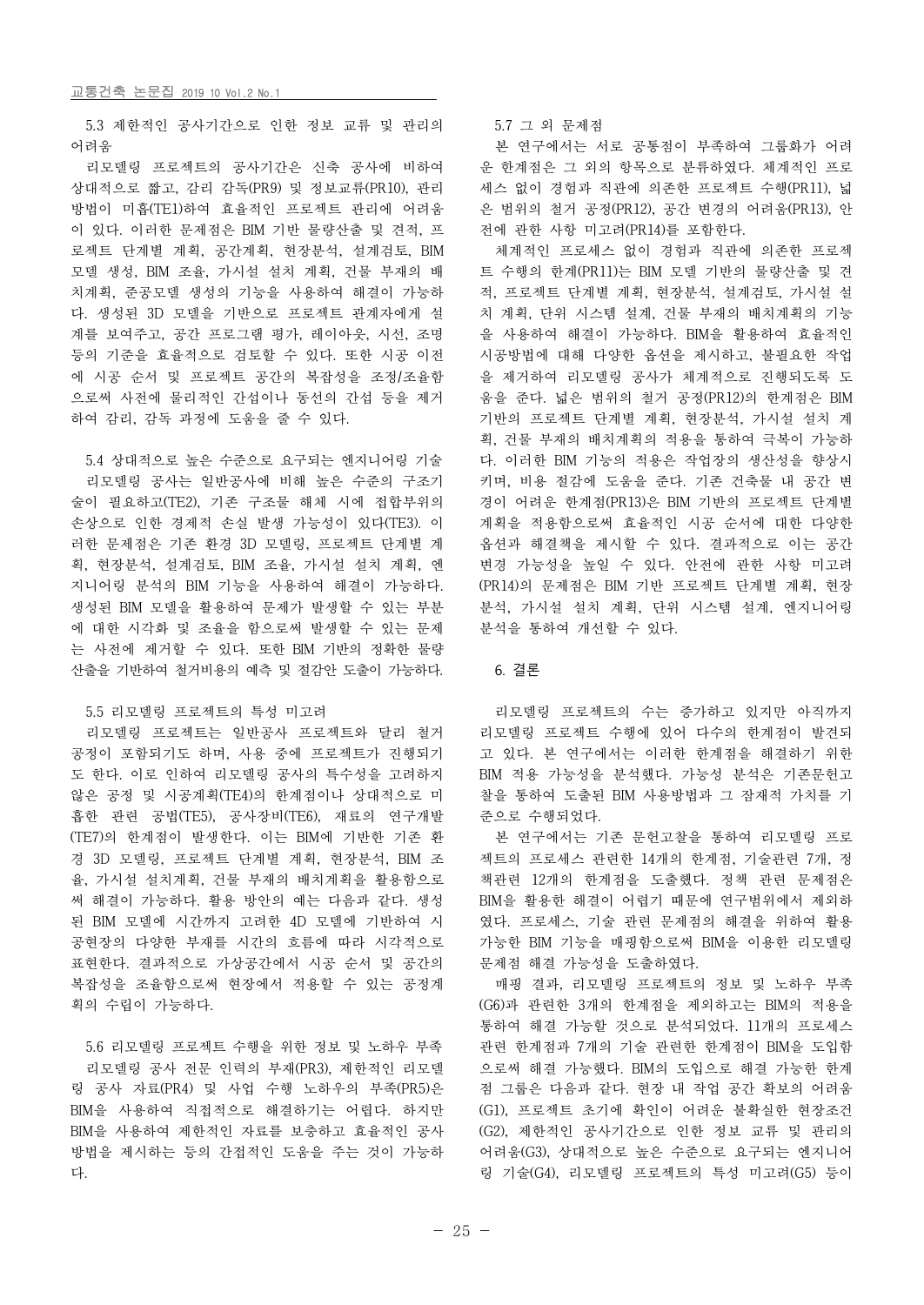### 5.3 제한적인 공사기간으로 인한 정보 교류 및 관리의 어려움

리모델링 프로젝트의 공사기간은 신축 공사에 비하여 상대적으로 짧고, 감리 감독(PR9) 및 정보교류(PR10), 관리 방법이 미흡(TE1)하여 효율적인 프로젝트 관리에 어려움이 있다. 이러한 문제점은 BIM 기반 물량산출 및 견적, 프로젝트 단계별 계획, 공간계획, 현장분석, 설계검토, BIM 모델 생성, BIM 조율, 가시설 설치 계획, 건물 부재의 배치계획, 준공모델 생성의 기능을 사용하여 해결이 가능하다. 생성된 3D 모델을 기반으로 프로젝트 관계자에게 설계를 보여주고, 공간 프로그램 평가, 레이아웃, 시선, 조명 등의 기준을 효율적으로 검토할 수 있다. 또한 시공 이전에 시공 순서 및 프로젝트 공간의 복잡성을 조정/조율함으로써 사전에 물리적인 간섭이나 동선의 간섭 등을 제거하여 감리, 감독 과정에 도움을 줄 수 있다.

### 5.4 상대적으로 높은 수준으로 요구되는 엔지니어링 기술

리모델링 공사는 일반공사에 비해 높은 수준의 구조기술이 필요하고(TE2), 기존 구조물 해체 시에 접합부위의 손상으로 인한 경제적 손실 발생 가능성이 있다(TE3). 이러한 문제점은 기존 환경 3D 모델링, 프로젝트 단계별 계획, 현장분석, 설계검토, BIM 조율, 가시설 설치 계획, 엔지니어링 분석의 BIM 기능을 사용하여 해결이 가능하다. 생성된 BIM 모델을 활용하여 문제가 발생할 수 있는 부분에 대한 시각화 및 조율을 함으로써 발생할 수 있는 문제는 사전에 제거할 수 있다. 또한 BIM 기반의 정확한 물량산출을 기반하여 철거비용의 예측 및 절감안 도출이 가능하다.

### 5.5 리모델링 프로젝트의 특성 미고려

리모델링 프로젝트는 일반공사 프로젝트와 달리 철거공정이 포함되기도 하며, 사용 중에 프로젝트가 진행되기도 한다. 이로 인하여 리모델링 공사의 특수성을 고려하지 않은 공정 및 시공계획(TE4)의 한계점이나 상대적으로 미흡한 관련 공법(TE5), 공사장비(TE6), 재료의 연구개발(TE7)의 한계점이 발생한다. 이는 BIM에 기반한 기존 환경 3D 모델링, 프로젝트 단계별 계획, 현장분석, BIM 조율, 가시설 설치계획, 건물 부재의 배치계획을 활용함으로써 해결이 가능하다. 활용 방안의 예는 다음과 같다. 생성된 BIM 모델에 시간까지 고려한 4D 모델에 기반하여 시공현장의 다양한 부재를 시간의 흐름에 따라 시각적으로 표현한다. 결과적으로 가상공간에서 시공 순서 및 공간의 복잡성을 조율함으로써 현장에서 적용할 수 있는 공정계획의 수립이 가능하다.

### 5.6 리모델링 프로젝트 수행을 위한 정보 및 노하우 부족

리모델링 공사 전문 인력의 부재(PR3), 제한적인 리모델링 공사 자료(PR4) 및 사업 수행 노하우의 부족(PR5)은 BIM을 사용하여 직접적으로 해결하기는 어렵다. 하지만 BIM을 사용하여 제한적인 자료를 보충하고 효율적인 공사방법을 제시하는 등의 간접적인 도움을 주는 것이 가능하다.

### 5.7 그 외 문제점

본 연구에서는 서로 공통점이 부족하여 그룹화가 어려운 한계점은 그 외의 항목으로 분류하였다. 체계적인 프로세스 없이 경험과 직관에 의존한 프로젝트 수행(PR11), 넓은 범위의 철거 공정(PR12), 공간 변경의 어려움(PR13), 안전에 관한 사항 미고려(PR14)를 포함한다.

체계적인 프로세스 없이 경험과 직관에 의존한 프로젝트 수행의 한계(PR11)는 BIM 모델 기반의 물량산출 및 견적, 프로젝트 단계별 계획, 현장분석, 설계검토, 가시설 설치 계획, 단위 시스템 설계, 건물 부재의 배치계획의 기능을 사용하여 해결이 가능하다. BIM을 활용하여 효율적인 시공방법에 대해 다양한 옵션을 제시하고, 불필요한 작업을 제거하여 리모델링 공사가 체계적으로 진행되도록 도움을 준다. 넓은 범위의 철거 공정(PR12)의 한계점은 BIM 기반의 프로젝트 단계별 계획, 현장분석, 가시설 설치 계획, 건물 부재의 배치계획의 적용을 통하여 극복이 가능하다. 이러한 BIM 기능의 적용은 작업장의 생산성을 향상시키며, 비용 절감에 도움을 준다. 기존 건축물 내 공간 변경이 어려운 한계점(PR13)은 BIM 기반의 프로젝트 단계별 계획을 적용함으로써 효율적인 시공 순서에 대한 다양한 옵션과 해결책을 제시할 수 있다. 결과적으로 이는 공간 변경 가능성을 높일 수 있다. 안전에 관한 사항 미고려(PR14)의 문제점은 BIM 기반 프로젝트 단계별 계획, 현장분석, 가시설 설치 계획, 단위 시스템 설계, 엔지니어링 분석을 통하여 개선할 수 있다.

## 6. 결론

리모델링 프로젝트의 수는 증가하고 있지만 아직까지 리모델링 프로젝트 수행에 있어 다수의 한계점이 발견되고 있다. 본 연구에서는 이러한 한계점을 해결하기 위한 BIM 적용 가능성을 분석했다. 가능성 분석은 기존문헌고찰을 통하여 도출된 BIM 사용방법과 그 잠재적 가치를 기준으로 수행되었다.

본 연구에서는 기존 문헌고찰을 통하여 리모델링 프로젝트의 프로세스 관련한 14개의 한계점, 기술관련 7개, 정책관련 12개의 한계점을 도출했다. 정책 관련 문제점은 BIM을 활용한 해결이 어렵기 때문에 연구범위에서 제외하였다. 프로세스, 기술 관련 문제점의 해결을 위하여 활용 가능한 BIM 기능을 매핑함으로써 BIM을 이용한 리모델링 문제점 해결 가능성을 도출하였다.

매핑 결과, 리모델링 프로젝트의 정보 및 노하우 부족(G6)과 관련한 3개의 한계점을 제외하고는 BIM의 적용을 통하여 해결 가능할 것으로 분석되었다. 11개의 프로세스 관련 한계점과 7개의 기술 관련한 한계점이 BIM을 도입함으로써 해결 가능했다. BIM의 도입으로 해결 가능한 한계점 그룹은 다음과 같다. 현장 내 작업 공간 확보의 어려움(G1), 프로젝트 초기에 확인이 어려운 불확실한 현장조건(G2), 제한적인 공사기간으로 인한 정보 교류 및 관리의 어려움(G3), 상대적으로 높은 수준으로 요구되는 엔지니어링 기술(G4), 리모델링 프로젝트의 특성 미고려(G5) 등이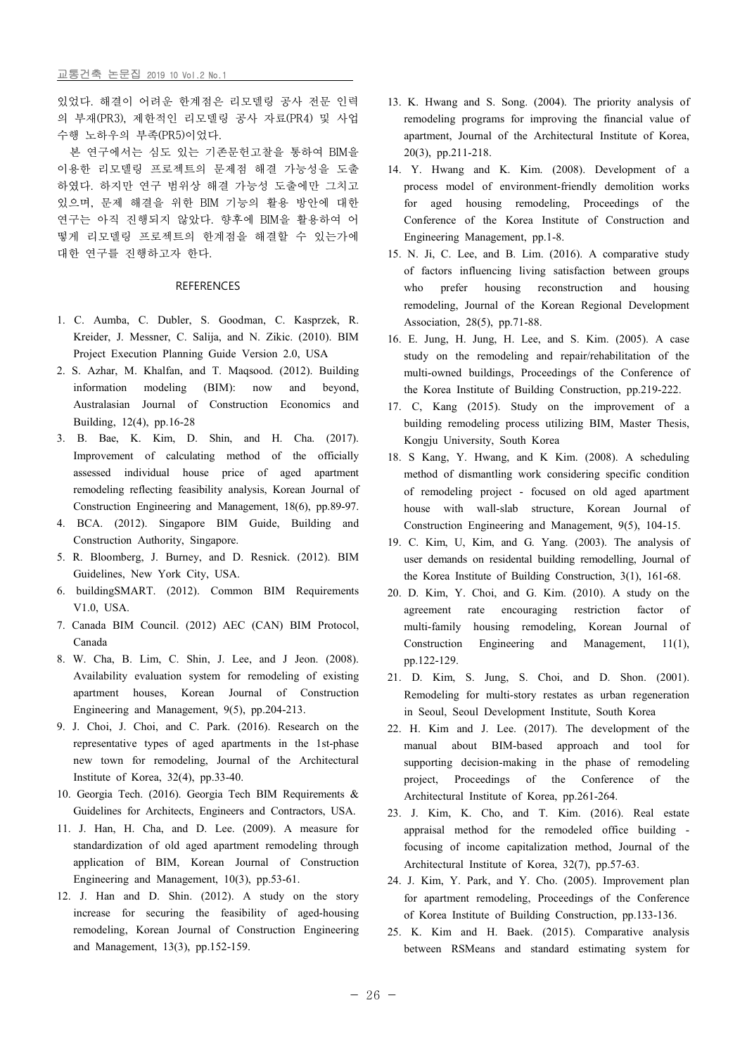있었다. 해결이 어려운 한계점은 리모델링 공사 전문 인력의 부재(PR3), 제한적인 리모델링 공사 자료(PR4) 및 사업 수행 노하우의 부족(PR5)이었다.

본 연구에서는 심도 있는 기존문헌고찰을 통하여 BIM을 이용한 리모델링 프로젝트의 문제점 해결 가능성을 도출하였다. 하지만 연구 범위상 해결 가능성 도출에만 그치고 있으며, 문제 해결을 위한 BIM 기능의 활용 방안에 대한 연구는 아직 진행되지 않았다. 향후에 BIM을 활용하여 어떻게 리모델링 프로젝트의 한계점을 해결할 수 있는가에 대한 연구를 진행하고자 한다.

## REFERENCES

1. C. Aumba, C. Dubler, S. Goodman, C. Kasprzek, R. Kreider, J. Messner, C. Salija, and N. Zikic. (2010). BIM Project Execution Planning Guide Version 2.0, USA
2. S. Azhar, M. Khalfan, and T. Maqsood. (2012). Building information modeling (BIM): now and beyond, Australasian Journal of Construction Economics and Building, 12(4), pp.16-28
3. B. Bae, K. Kim, D. Shin, and H. Cha. (2017). Improvement of calculating method of the officially assessed individual house price of aged apartment remodeling reflecting feasibility analysis, Korean Journal of Construction Engineering and Management, 18(6), pp.89-97.
4. BCA. (2012). Singapore BIM Guide, Building and Construction Authority, Singapore.
5. R. Bloomberg, J. Burney, and D. Resnick. (2012). BIM Guidelines, New York City, USA.
6. buildingSMART. (2012). Common BIM Requirements V1.0, USA.
7. Canada BIM Council. (2012) AEC (CAN) BIM Protocol, Canada
8. W. Cha, B. Lim, C. Shin, J. Lee, and J Jeon. (2008). Availability evaluation system for remodeling of existing apartment houses, Korean Journal of Construction Engineering and Management, 9(5), pp.204-213.
9. J. Choi, J. Choi, and C. Park. (2016). Research on the representative types of aged apartments in the 1st-phase new town for remodeling, Journal of the Architectural Institute of Korea, 32(4), pp.33-40.
10. Georgia Tech. (2016). Georgia Tech BIM Requirements & Guidelines for Architects, Engineers and Contractors, USA.
11. J. Han, H. Cha, and D. Lee. (2009). A measure for standardization of old aged apartment remodeling through application of BIM, Korean Journal of Construction Engineering and Management, 10(3), pp.53-61.
12. J. Han and D. Shin. (2012). A study on the story increase for securing the feasibility of aged-housing remodeling, Korean Journal of Construction Engineering and Management, 13(3), pp.152-159.
13. K. Hwang and S. Song. (2004). The priority analysis of remodeling programs for improving the financial value of apartment, Journal of the Architectural Institute of Korea, 20(3), pp.211-218.
14. Y. Hwang and K. Kim. (2008). Development of a process model of environment-friendly demolition works for aged housing remodeling, Proceedings of the Conference of the Korea Institute of Construction and Engineering Management, pp.1-8.
15. N. Ji, C. Lee, and B. Lim. (2016). A comparative study of factors influencing living satisfaction between groups who prefer housing reconstruction and housing remodeling, Journal of the Korean Regional Development Association, 28(5), pp.71-88.
16. E. Jung, H. Jung, H. Lee, and S. Kim. (2005). A case study on the remodeling and repair/rehabilitation of the multi-owned buildings, Proceedings of the Conference of the Korea Institute of Building Construction, pp.219-222.
17. C, Kang (2015). Study on the improvement of a building remodeling process utilizing BIM, Master Thesis, Kongju University, South Korea
18. S Kang, Y. Hwang, and K Kim. (2008). A scheduling method of dismantling work considering specific condition of remodeling project - focused on old aged apartment house with wall-slab structure, Korean Journal of Construction Engineering and Management, 9(5), 104-15.
19. C. Kim, U, Kim, and G. Yang. (2003). The analysis of user demands on residental building remodelling, Journal of the Korea Institute of Building Construction, 3(1), 161-68.
20. D. Kim, Y. Choi, and G. Kim. (2010). A study on the agreement rate encouraging restriction factor of multi-family housing remodeling, Korean Journal of Construction Engineering and Management, 11(1), pp.122-129.
21. D. Kim, S. Jung, S. Choi, and D. Shon. (2001). Remodeling for multi-story restates as urban regeneration in Seoul, Seoul Development Institute, South Korea
22. H. Kim and J. Lee. (2017). The development of the manual about BIM-based approach and tool for supporting decision-making in the phase of remodeling project, Proceedings of the Conference of the Architectural Institute of Korea, pp.261-264.
23. J. Kim, K. Cho, and T. Kim. (2016). Real estate appraisal method for the remodeled office building - focusing of income capitalization method, Journal of the Architectural Institute of Korea, 32(7), pp.57-63.
24. J. Kim, Y. Park, and Y. Cho. (2005). Improvement plan for apartment remodeling, Proceedings of the Conference of Korea Institute of Building Construction, pp.133-136.
25. K. Kim and H. Baek. (2015). Comparative analysis between RSMeans and standard estimating system for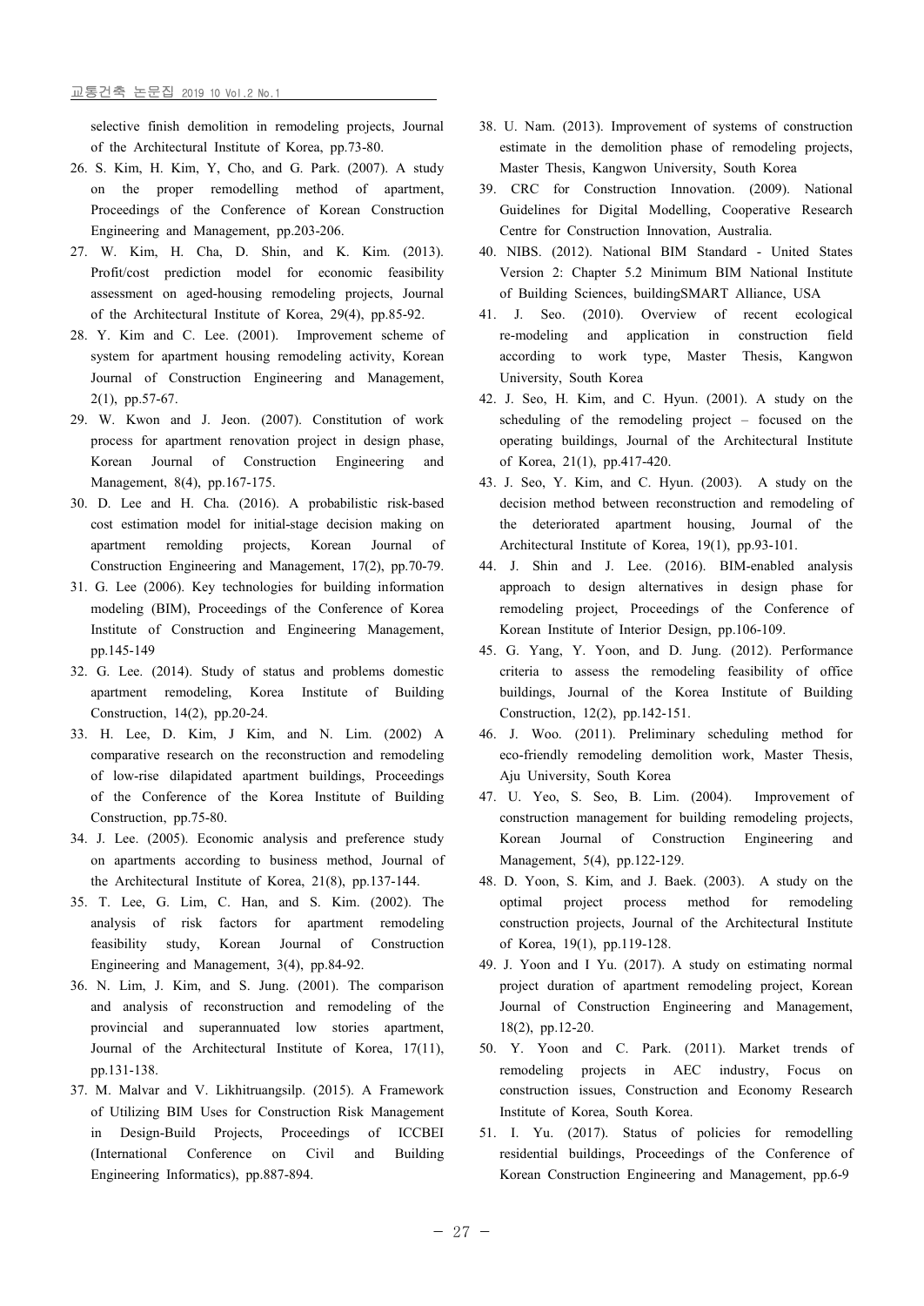selective finish demolition in remodeling projects, Journal of the Architectural Institute of Korea, pp.73-80.

26. S. Kim, H. Kim, Y, Cho, and G. Park. (2007). A study on the proper remodelling method of apartment, Proceedings of the Conference of Korean Construction Engineering and Management, pp.203-206.
27. W. Kim, H. Cha, D. Shin, and K. Kim. (2013). Profit/cost prediction model for economic feasibility assessment on aged-housing remodeling projects, Journal of the Architectural Institute of Korea, 29(4), pp.85-92.
28. Y. Kim and C. Lee. (2001). Improvement scheme of system for apartment housing remodeling activity, Korean Journal of Construction Engineering and Management, 2(1), pp.57-67.
29. W. Kwon and J. Jeon. (2007). Constitution of work process for apartment renovation project in design phase, Korean Journal of Construction Engineering and Management, 8(4), pp.167-175.
30. D. Lee and H. Cha. (2016). A probabilistic risk-based cost estimation model for initial-stage decision making on apartment remolding projects, Korean Journal of Construction Engineering and Management, 17(2), pp.70-79.
31. G. Lee (2006). Key technologies for building information modeling (BIM), Proceedings of the Conference of Korea Institute of Construction and Engineering Management, pp.145-149
32. G. Lee. (2014). Study of status and problems domestic apartment remodeling, Korea Institute of Building Construction, 14(2), pp.20-24.
33. H. Lee, D. Kim, J Kim, and N. Lim. (2002) A comparative research on the reconstruction and remodeling of low-rise dilapidated apartment buildings, Proceedings of the Conference of the Korea Institute of Building Construction, pp.75-80.
34. J. Lee. (2005). Economic analysis and preference study on apartments according to business method, Journal of the Architectural Institute of Korea, 21(8), pp.137-144.
35. T. Lee, G. Lim, C. Han, and S. Kim. (2002). The analysis of risk factors for apartment remodeling feasibility study, Korean Journal of Construction Engineering and Management, 3(4), pp.84-92.
36. N. Lim, J. Kim, and S. Jung. (2001). The comparison and analysis of reconstruction and remodeling of the provincial and superannuated low stories apartment, Journal of the Architectural Institute of Korea, 17(11), pp.131-138.
37. M. Malvar and V. Likhitruangsilp. (2015). A Framework of Utilizing BIM Uses for Construction Risk Management in Design-Build Projects, Proceedings of ICCBEI (International Conference on Civil and Building Engineering Informatics), pp.887-894.
38. U. Nam. (2013). Improvement of systems of construction estimate in the demolition phase of remodeling projects, Master Thesis, Kangwon University, South Korea
39. CRC for Construction Innovation. (2009). National Guidelines for Digital Modelling, Cooperative Research Centre for Construction Innovation, Australia.
40. NIBS. (2012). National BIM Standard - United States Version 2: Chapter 5.2 Minimum BIM National Institute of Building Sciences, buildingSMART Alliance, USA
41. J. Seo. (2010). Overview of recent ecological re-modeling and application in construction field according to work type, Master Thesis, Kangwon University, South Korea
42. J. Seo, H. Kim, and C. Hyun. (2001). A study on the scheduling of the remodeling project – focused on the operating buildings, Journal of the Architectural Institute of Korea, 21(1), pp.417-420.
43. J. Seo, Y. Kim, and C. Hyun. (2003). A study on the decision method between reconstruction and remodeling of the deteriorated apartment housing, Journal of the Architectural Institute of Korea, 19(1), pp.93-101.
44. J. Shin and J. Lee. (2016). BIM-enabled analysis approach to design alternatives in design phase for remodeling project, Proceedings of the Conference of Korean Institute of Interior Design, pp.106-109.
45. G. Yang, Y. Yoon, and D. Jung. (2012). Performance criteria to assess the remodeling feasibility of office buildings, Journal of the Korea Institute of Building Construction, 12(2), pp.142-151.
46. J. Woo. (2011). Preliminary scheduling method for eco-friendly remodeling demolition work, Master Thesis, Aju University, South Korea
47. U. Yeo, S. Seo, B. Lim. (2004). Improvement of construction management for building remodeling projects, Korean Journal of Construction Engineering and Management, 5(4), pp.122-129.
48. D. Yoon, S. Kim, and J. Baek. (2003). A study on the optimal project process method for remodeling construction projects, Journal of the Architectural Institute of Korea, 19(1), pp.119-128.
49. J. Yoon and I Yu. (2017). A study on estimating normal project duration of apartment remodeling project, Korean Journal of Construction Engineering and Management, 18(2), pp.12-20.
50. Y. Yoon and C. Park. (2011). Market trends of remodeling projects in AEC industry, Focus on construction issues, Construction and Economy Research Institute of Korea, South Korea.
51. I. Yu. (2017). Status of policies for remodelling residential buildings, Proceedings of the Conference of Korean Construction Engineering and Management, pp.6-9